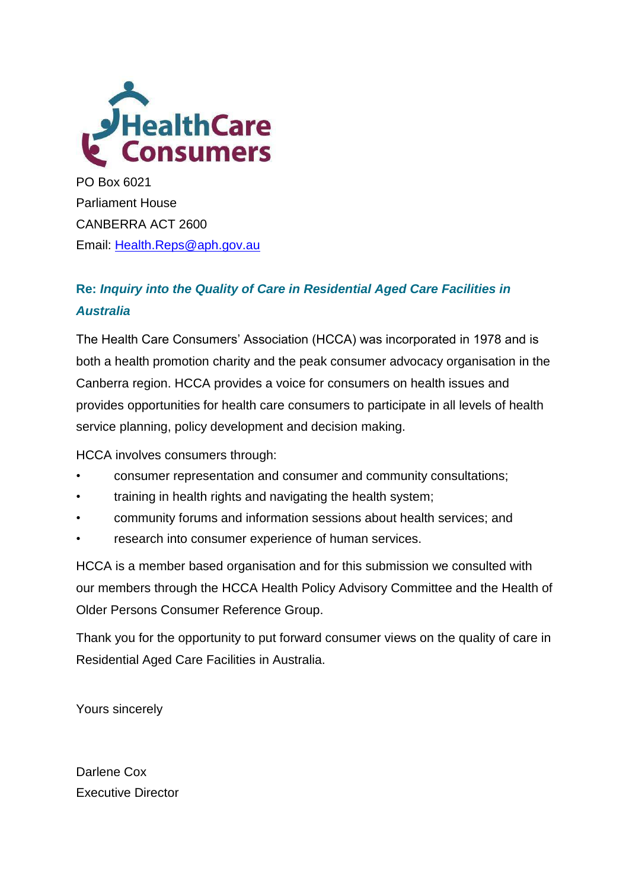HealthCare Consumers

PO Box 6021
Parliament House
CANBERRA ACT 2600
Email: [Health.Reps@aph.gov.au](mailto:Health.Reps@aph.gov.au)

**Re: *Inquiry into the Quality of Care in Residential Aged Care Facilities in Australia***

The Health Care Consumers' Association (HCCA) was incorporated in 1978 and is both a health promotion charity and the peak consumer advocacy organisation in the Canberra region. HCCA provides a voice for consumers on health issues and provides opportunities for health care consumers to participate in all levels of health service planning, policy development and decision making.

HCCA involves consumers through:

- consumer representation and consumer and community consultations;
- training in health rights and navigating the health system;
- community forums and information sessions about health services; and
- research into consumer experience of human services.

HCCA is a member based organisation and for this submission we consulted with our members through the HCCA Health Policy Advisory Committee and the Health of Older Persons Consumer Reference Group.

Thank you for the opportunity to put forward consumer views on the quality of care in Residential Aged Care Facilities in Australia.

Yours sincerely

Darlene Cox
Executive Director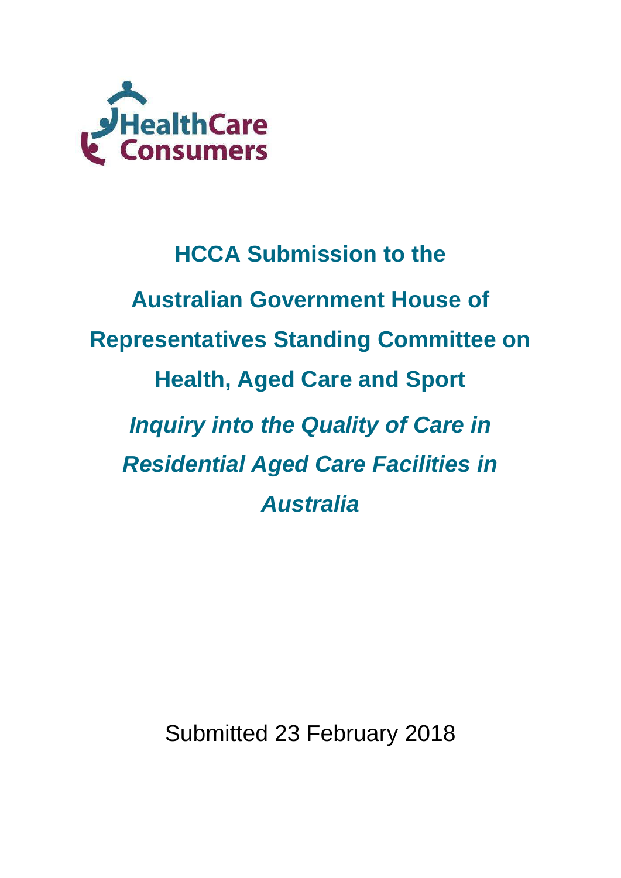HealthCare Consumers

# HCCA Submission to the Australian Government House of Representatives Standing Committee on Health, Aged Care and Sport

## *Inquiry into the Quality of Care in Residential Aged Care Facilities in Australia*

Submitted 23 February 2018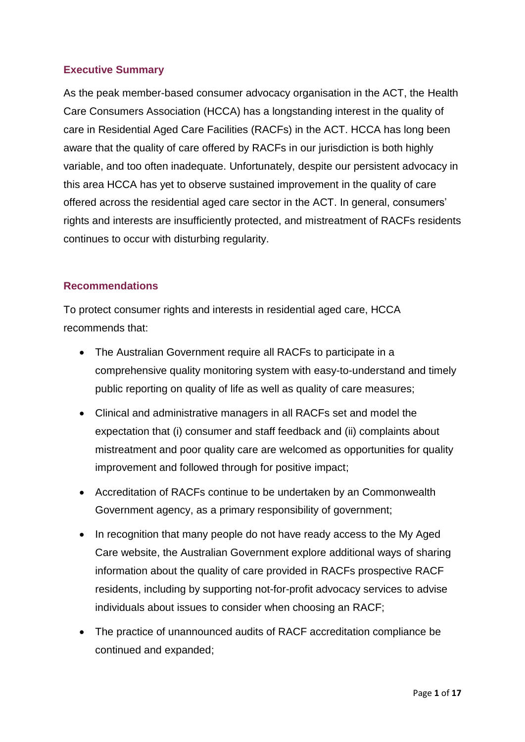## Executive Summary

As the peak member-based consumer advocacy organisation in the ACT, the Health Care Consumers Association (HCCA) has a longstanding interest in the quality of care in Residential Aged Care Facilities (RACFs) in the ACT. HCCA has long been aware that the quality of care offered by RACFs in our jurisdiction is both highly variable, and too often inadequate. Unfortunately, despite our persistent advocacy in this area HCCA has yet to observe sustained improvement in the quality of care offered across the residential aged care sector in the ACT. In general, consumers' rights and interests are insufficiently protected, and mistreatment of RACFs residents continues to occur with disturbing regularity.

## Recommendations

To protect consumer rights and interests in residential aged care, HCCA recommends that:

- The Australian Government require all RACFs to participate in a comprehensive quality monitoring system with easy-to-understand and timely public reporting on quality of life as well as quality of care measures;
- Clinical and administrative managers in all RACFs set and model the expectation that (i) consumer and staff feedback and (ii) complaints about mistreatment and poor quality care are welcomed as opportunities for quality improvement and followed through for positive impact;
- Accreditation of RACFs continue to be undertaken by an Commonwealth Government agency, as a primary responsibility of government;
- In recognition that many people do not have ready access to the My Aged Care website, the Australian Government explore additional ways of sharing information about the quality of care provided in RACFs prospective RACF residents, including by supporting not-for-profit advocacy services to advise individuals about issues to consider when choosing an RACF;
- The practice of unannounced audits of RACF accreditation compliance be continued and expanded;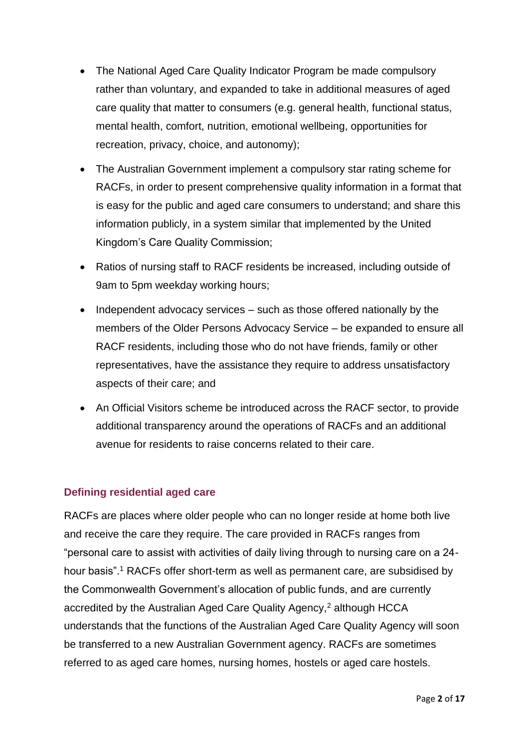- The National Aged Care Quality Indicator Program be made compulsory rather than voluntary, and expanded to take in additional measures of aged care quality that matter to consumers (e.g. general health, functional status, mental health, comfort, nutrition, emotional wellbeing, opportunities for recreation, privacy, choice, and autonomy);
- The Australian Government implement a compulsory star rating scheme for RACFs, in order to present comprehensive quality information in a format that is easy for the public and aged care consumers to understand; and share this information publicly, in a system similar that implemented by the United Kingdom's Care Quality Commission;
- Ratios of nursing staff to RACF residents be increased, including outside of 9am to 5pm weekday working hours;
- Independent advocacy services – such as those offered nationally by the members of the Older Persons Advocacy Service – be expanded to ensure all RACF residents, including those who do not have friends, family or other representatives, have the assistance they require to address unsatisfactory aspects of their care; and
- An Official Visitors scheme be introduced across the RACF sector, to provide additional transparency around the operations of RACFs and an additional avenue for residents to raise concerns related to their care.

## Defining residential aged care

RACFs are places where older people who can no longer reside at home both live and receive the care they require. The care provided in RACFs ranges from "personal care to assist with activities of daily living through to nursing care on a 24-hour basis".[1] RACFs offer short-term as well as permanent care, are subsidised by the Commonwealth Government's allocation of public funds, and are currently accredited by the Australian Aged Care Quality Agency,[2] although HCCA understands that the functions of the Australian Aged Care Quality Agency will soon be transferred to a new Australian Government agency. RACFs are sometimes referred to as aged care homes, nursing homes, hostels or aged care hostels.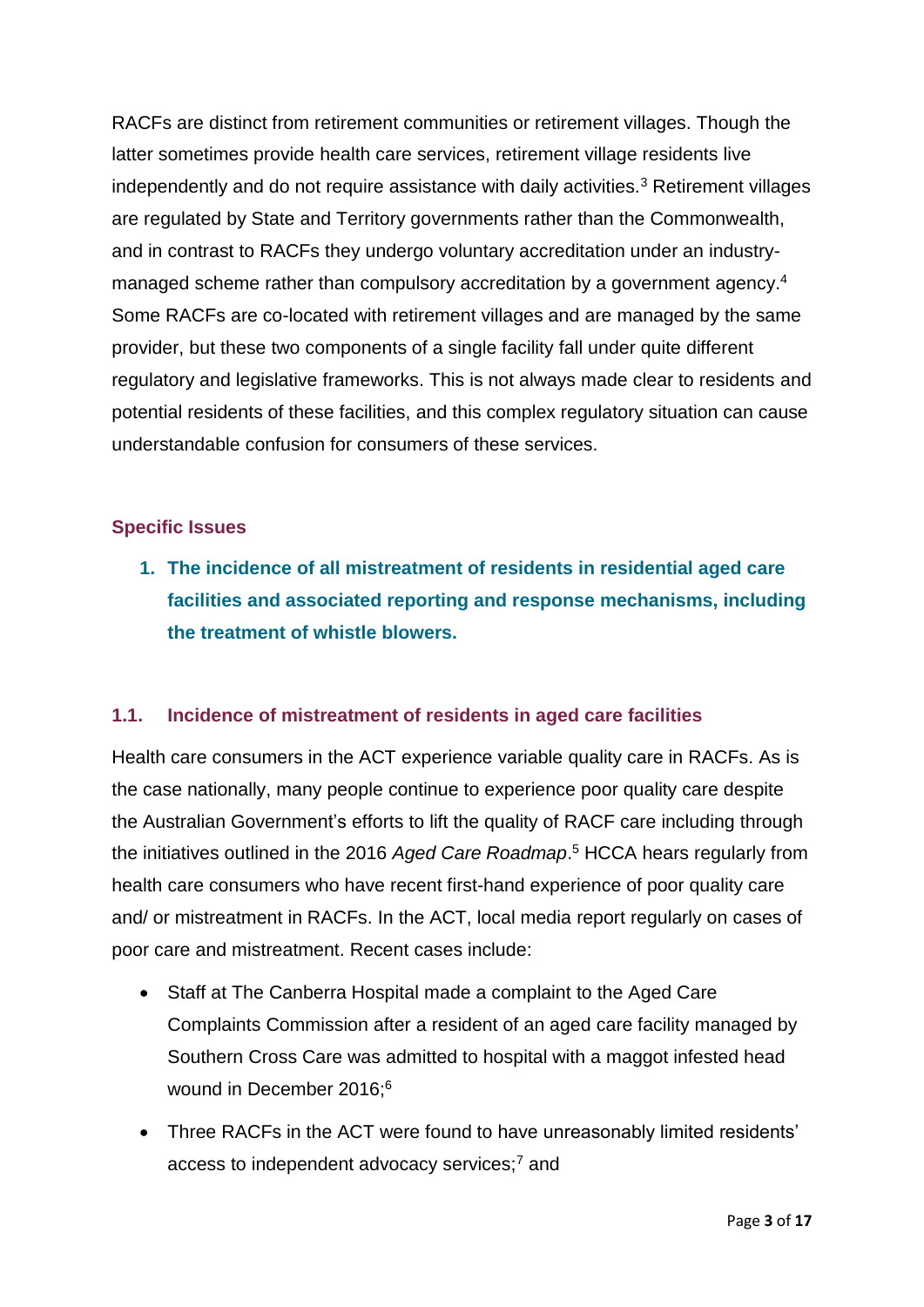RACFs are distinct from retirement communities or retirement villages. Though the latter sometimes provide health care services, retirement village residents live independently and do not require assistance with daily activities.[3] Retirement villages are regulated by State and Territory governments rather than the Commonwealth, and in contrast to RACFs they undergo voluntary accreditation under an industry-managed scheme rather than compulsory accreditation by a government agency.[4] Some RACFs are co-located with retirement villages and are managed by the same provider, but these two components of a single facility fall under quite different regulatory and legislative frameworks. This is not always made clear to residents and potential residents of these facilities, and this complex regulatory situation can cause understandable confusion for consumers of these services.

## Specific Issues

### 1. The incidence of all mistreatment of residents in residential aged care facilities and associated reporting and response mechanisms, including the treatment of whistle blowers.

### 1.1. Incidence of mistreatment of residents in aged care facilities

Health care consumers in the ACT experience variable quality care in RACFs. As is the case nationally, many people continue to experience poor quality care despite the Australian Government's efforts to lift the quality of RACF care including through the initiatives outlined in the 2016 *Aged Care Roadmap*.[5] HCCA hears regularly from health care consumers who have recent first-hand experience of poor quality care and/ or mistreatment in RACFs. In the ACT, local media report regularly on cases of poor care and mistreatment. Recent cases include:

- Staff at The Canberra Hospital made a complaint to the Aged Care Complaints Commission after a resident of an aged care facility managed by Southern Cross Care was admitted to hospital with a maggot infested head wound in December 2016;[6]
- Three RACFs in the ACT were found to have unreasonably limited residents' access to independent advocacy services;[7] and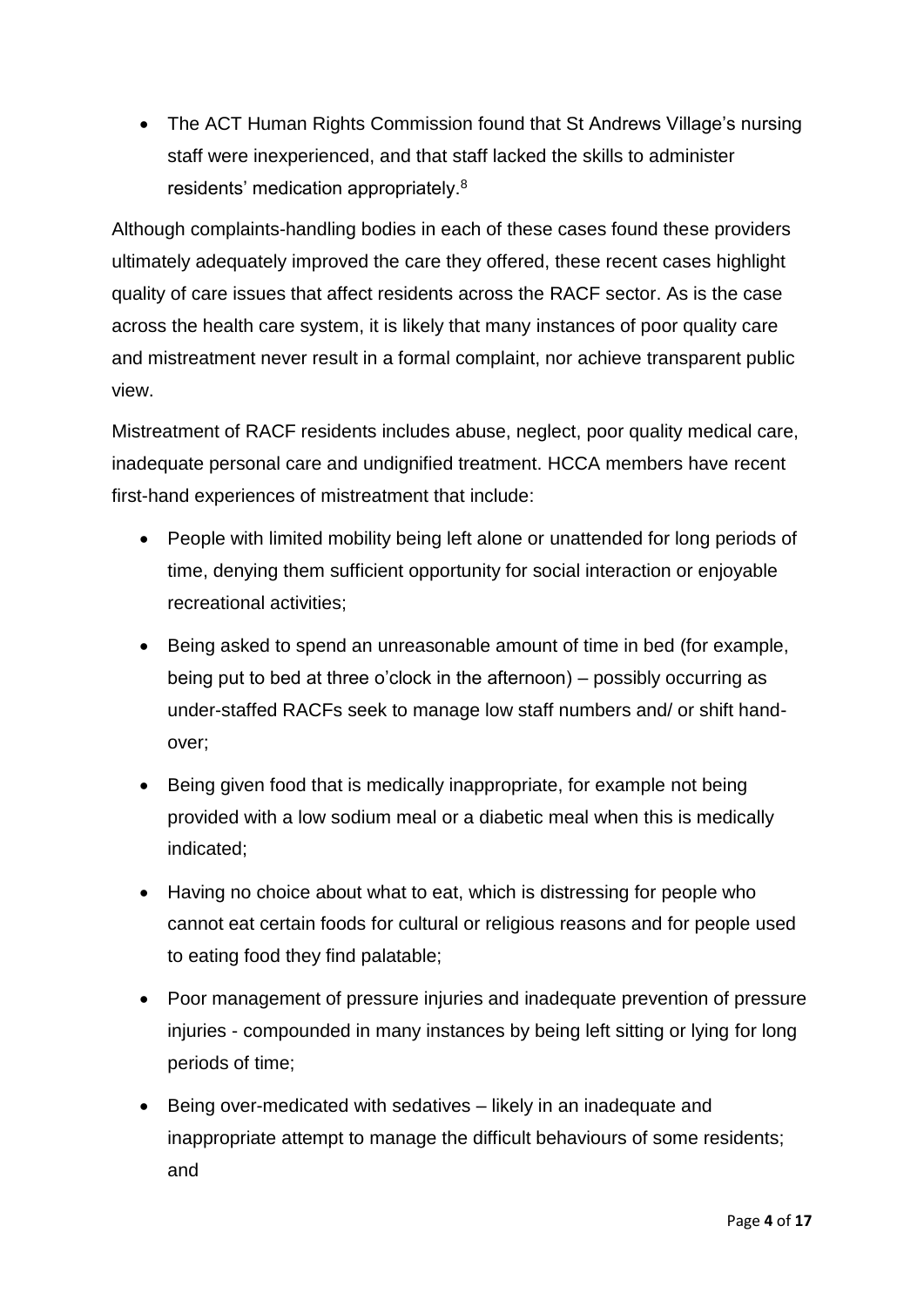- The ACT Human Rights Commission found that St Andrews Village's nursing staff were inexperienced, and that staff lacked the skills to administer residents' medication appropriately.[8]

Although complaints-handling bodies in each of these cases found these providers ultimately adequately improved the care they offered, these recent cases highlight quality of care issues that affect residents across the RACF sector. As is the case across the health care system, it is likely that many instances of poor quality care and mistreatment never result in a formal complaint, nor achieve transparent public view.

Mistreatment of RACF residents includes abuse, neglect, poor quality medical care, inadequate personal care and undignified treatment. HCCA members have recent first-hand experiences of mistreatment that include:

- People with limited mobility being left alone or unattended for long periods of time, denying them sufficient opportunity for social interaction or enjoyable recreational activities;
- Being asked to spend an unreasonable amount of time in bed (for example, being put to bed at three o'clock in the afternoon) – possibly occurring as under-staffed RACFs seek to manage low staff numbers and/ or shift hand-over;
- Being given food that is medically inappropriate, for example not being provided with a low sodium meal or a diabetic meal when this is medically indicated;
- Having no choice about what to eat, which is distressing for people who cannot eat certain foods for cultural or religious reasons and for people used to eating food they find palatable;
- Poor management of pressure injuries and inadequate prevention of pressure injuries - compounded in many instances by being left sitting or lying for long periods of time;
- Being over-medicated with sedatives – likely in an inadequate and inappropriate attempt to manage the difficult behaviours of some residents; and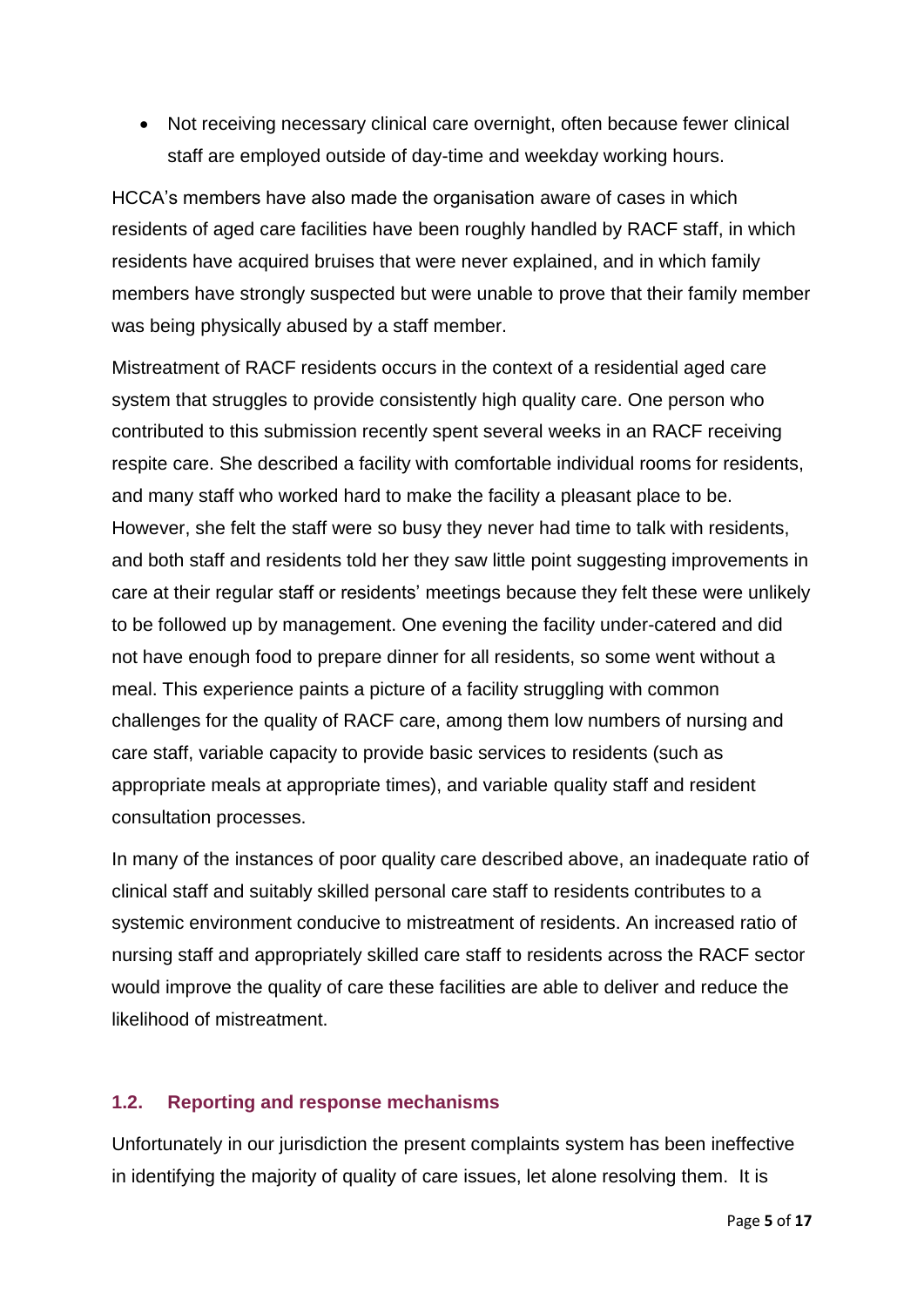- Not receiving necessary clinical care overnight, often because fewer clinical staff are employed outside of day-time and weekday working hours.

HCCA's members have also made the organisation aware of cases in which residents of aged care facilities have been roughly handled by RACF staff, in which residents have acquired bruises that were never explained, and in which family members have strongly suspected but were unable to prove that their family member was being physically abused by a staff member.

Mistreatment of RACF residents occurs in the context of a residential aged care system that struggles to provide consistently high quality care. One person who contributed to this submission recently spent several weeks in an RACF receiving respite care. She described a facility with comfortable individual rooms for residents, and many staff who worked hard to make the facility a pleasant place to be. However, she felt the staff were so busy they never had time to talk with residents, and both staff and residents told her they saw little point suggesting improvements in care at their regular staff or residents' meetings because they felt these were unlikely to be followed up by management. One evening the facility under-catered and did not have enough food to prepare dinner for all residents, so some went without a meal. This experience paints a picture of a facility struggling with common challenges for the quality of RACF care, among them low numbers of nursing and care staff, variable capacity to provide basic services to residents (such as appropriate meals at appropriate times), and variable quality staff and resident consultation processes.

In many of the instances of poor quality care described above, an inadequate ratio of clinical staff and suitably skilled personal care staff to residents contributes to a systemic environment conducive to mistreatment of residents. An increased ratio of nursing staff and appropriately skilled care staff to residents across the RACF sector would improve the quality of care these facilities are able to deliver and reduce the likelihood of mistreatment.

### 1.2. Reporting and response mechanisms

Unfortunately in our jurisdiction the present complaints system has been ineffective in identifying the majority of quality of care issues, let alone resolving them. It is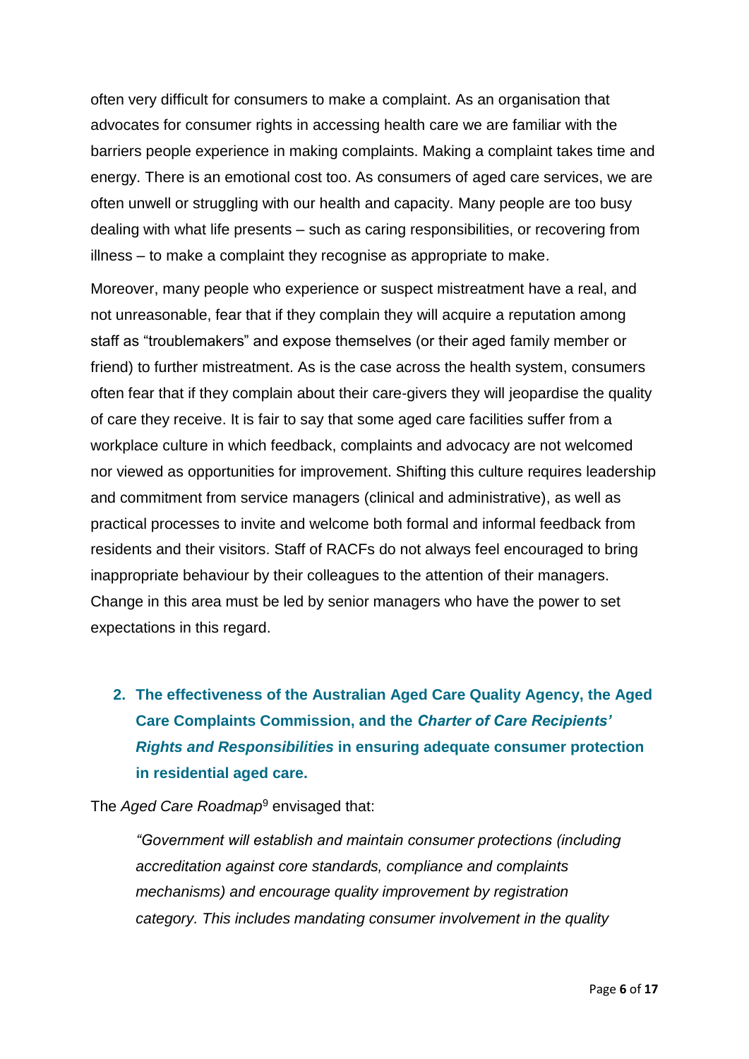often very difficult for consumers to make a complaint. As an organisation that advocates for consumer rights in accessing health care we are familiar with the barriers people experience in making complaints. Making a complaint takes time and energy. There is an emotional cost too. As consumers of aged care services, we are often unwell or struggling with our health and capacity. Many people are too busy dealing with what life presents – such as caring responsibilities, or recovering from illness – to make a complaint they recognise as appropriate to make.

Moreover, many people who experience or suspect mistreatment have a real, and not unreasonable, fear that if they complain they will acquire a reputation among staff as "troublemakers" and expose themselves (or their aged family member or friend) to further mistreatment. As is the case across the health system, consumers often fear that if they complain about their care-givers they will jeopardise the quality of care they receive. It is fair to say that some aged care facilities suffer from a workplace culture in which feedback, complaints and advocacy are not welcomed nor viewed as opportunities for improvement. Shifting this culture requires leadership and commitment from service managers (clinical and administrative), as well as practical processes to invite and welcome both formal and informal feedback from residents and their visitors. Staff of RACFs do not always feel encouraged to bring inappropriate behaviour by their colleagues to the attention of their managers. Change in this area must be led by senior managers who have the power to set expectations in this regard.

## 2. The effectiveness of the Australian Aged Care Quality Agency, the Aged Care Complaints Commission, and the *Charter of Care Recipients' Rights and Responsibilities* in ensuring adequate consumer protection in residential aged care.

The *Aged Care Roadmap*[9] envisaged that:

> *"Government will establish and maintain consumer protections (including accreditation against core standards, compliance and complaints mechanisms) and encourage quality improvement by registration category. This includes mandating consumer involvement in the quality*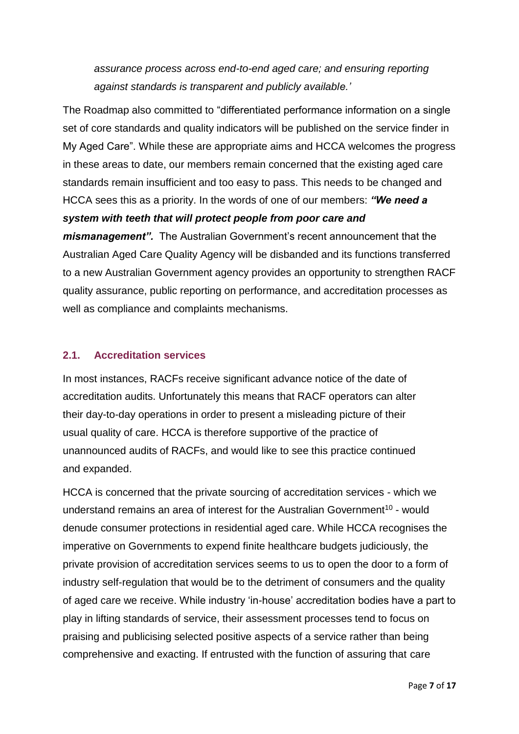*assurance process across end-to-end aged care; and ensuring reporting against standards is transparent and publicly available.'*

The Roadmap also committed to "differentiated performance information on a single set of core standards and quality indicators will be published on the service finder in My Aged Care". While these are appropriate aims and HCCA welcomes the progress in these areas to date, our members remain concerned that the existing aged care standards remain insufficient and too easy to pass. This needs to be changed and HCCA sees this as a priority. In the words of one of our members: ***"We need a system with teeth that will protect people from poor care and mismanagement".*** The Australian Government's recent announcement that the Australian Aged Care Quality Agency will be disbanded and its functions transferred to a new Australian Government agency provides an opportunity to strengthen RACF quality assurance, public reporting on performance, and accreditation processes as well as compliance and complaints mechanisms.

### 2.1. Accreditation services

In most instances, RACFs receive significant advance notice of the date of accreditation audits. Unfortunately this means that RACF operators can alter their day-to-day operations in order to present a misleading picture of their usual quality of care. HCCA is therefore supportive of the practice of unannounced audits of RACFs, and would like to see this practice continued and expanded.

HCCA is concerned that the private sourcing of accreditation services - which we understand remains an area of interest for the Australian Government[10] - would denude consumer protections in residential aged care. While HCCA recognises the imperative on Governments to expend finite healthcare budgets judiciously, the private provision of accreditation services seems to us to open the door to a form of industry self-regulation that would be to the detriment of consumers and the quality of aged care we receive. While industry 'in-house' accreditation bodies have a part to play in lifting standards of service, their assessment processes tend to focus on praising and publicising selected positive aspects of a service rather than being comprehensive and exacting. If entrusted with the function of assuring that care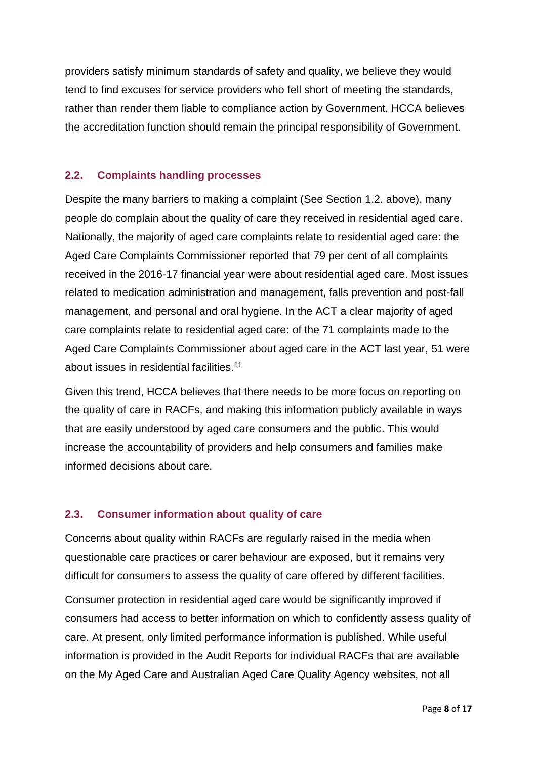providers satisfy minimum standards of safety and quality, we believe they would tend to find excuses for service providers who fell short of meeting the standards, rather than render them liable to compliance action by Government. HCCA believes the accreditation function should remain the principal responsibility of Government.

### 2.2. Complaints handling processes

Despite the many barriers to making a complaint (See Section 1.2. above), many people do complain about the quality of care they received in residential aged care. Nationally, the majority of aged care complaints relate to residential aged care: the Aged Care Complaints Commissioner reported that 79 per cent of all complaints received in the 2016-17 financial year were about residential aged care. Most issues related to medication administration and management, falls prevention and post-fall management, and personal and oral hygiene. In the ACT a clear majority of aged care complaints relate to residential aged care: of the 71 complaints made to the Aged Care Complaints Commissioner about aged care in the ACT last year, 51 were about issues in residential facilities.[11]

Given this trend, HCCA believes that there needs to be more focus on reporting on the quality of care in RACFs, and making this information publicly available in ways that are easily understood by aged care consumers and the public. This would increase the accountability of providers and help consumers and families make informed decisions about care.

### 2.3. Consumer information about quality of care

Concerns about quality within RACFs are regularly raised in the media when questionable care practices or carer behaviour are exposed, but it remains very difficult for consumers to assess the quality of care offered by different facilities.

Consumer protection in residential aged care would be significantly improved if consumers had access to better information on which to confidently assess quality of care. At present, only limited performance information is published. While useful information is provided in the Audit Reports for individual RACFs that are available on the My Aged Care and Australian Aged Care Quality Agency websites, not all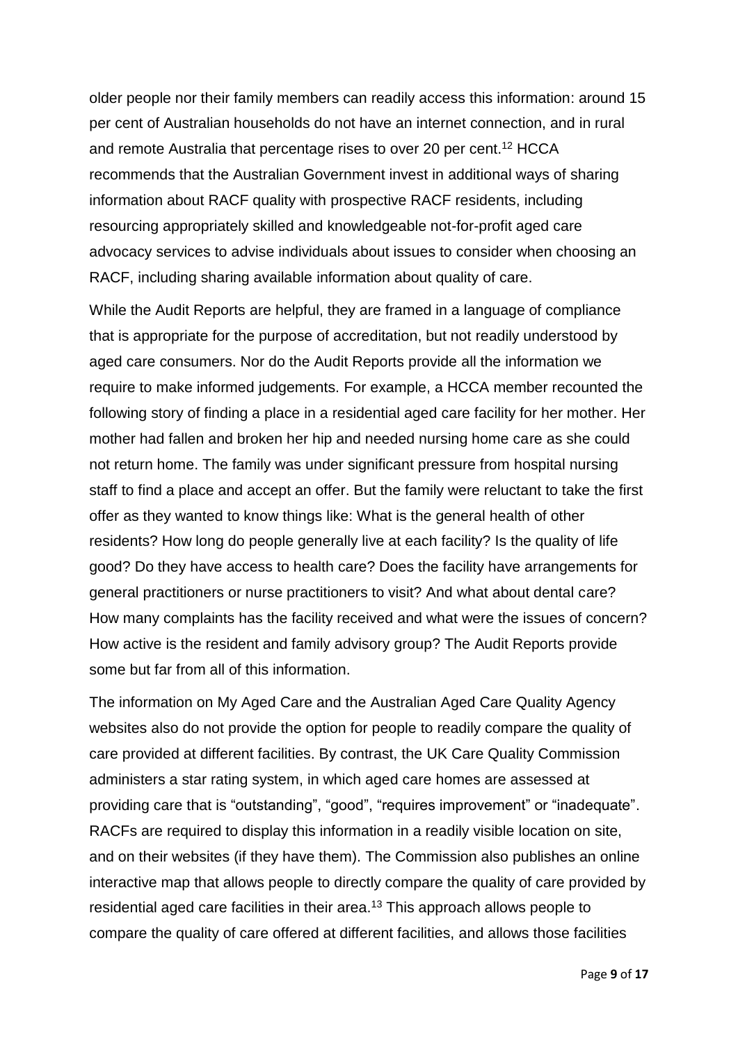older people nor their family members can readily access this information: around 15 per cent of Australian households do not have an internet connection, and in rural and remote Australia that percentage rises to over 20 per cent.[12] HCCA recommends that the Australian Government invest in additional ways of sharing information about RACF quality with prospective RACF residents, including resourcing appropriately skilled and knowledgeable not-for-profit aged care advocacy services to advise individuals about issues to consider when choosing an RACF, including sharing available information about quality of care.

While the Audit Reports are helpful, they are framed in a language of compliance that is appropriate for the purpose of accreditation, but not readily understood by aged care consumers. Nor do the Audit Reports provide all the information we require to make informed judgements. For example, a HCCA member recounted the following story of finding a place in a residential aged care facility for her mother. Her mother had fallen and broken her hip and needed nursing home care as she could not return home. The family was under significant pressure from hospital nursing staff to find a place and accept an offer. But the family were reluctant to take the first offer as they wanted to know things like: What is the general health of other residents? How long do people generally live at each facility? Is the quality of life good? Do they have access to health care? Does the facility have arrangements for general practitioners or nurse practitioners to visit? And what about dental care? How many complaints has the facility received and what were the issues of concern? How active is the resident and family advisory group? The Audit Reports provide some but far from all of this information.

The information on My Aged Care and the Australian Aged Care Quality Agency websites also do not provide the option for people to readily compare the quality of care provided at different facilities. By contrast, the UK Care Quality Commission administers a star rating system, in which aged care homes are assessed at providing care that is "outstanding", "good", "requires improvement" or "inadequate". RACFs are required to display this information in a readily visible location on site, and on their websites (if they have them). The Commission also publishes an online interactive map that allows people to directly compare the quality of care provided by residential aged care facilities in their area.[13] This approach allows people to compare the quality of care offered at different facilities, and allows those facilities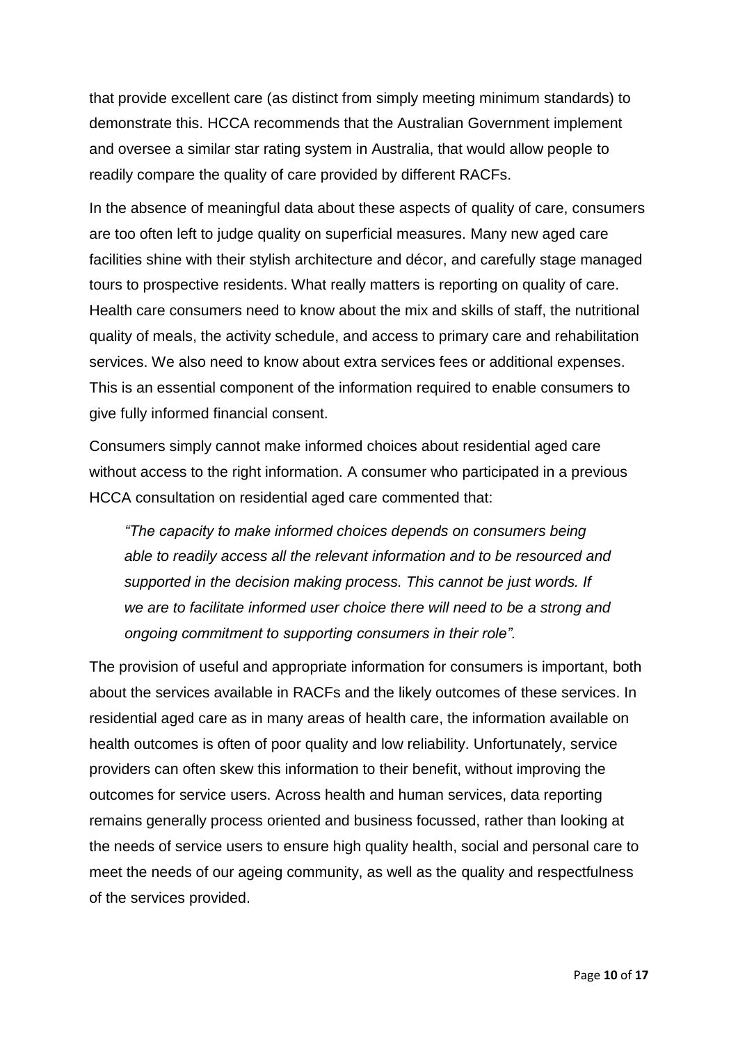that provide excellent care (as distinct from simply meeting minimum standards) to demonstrate this. HCCA recommends that the Australian Government implement and oversee a similar star rating system in Australia, that would allow people to readily compare the quality of care provided by different RACFs.

In the absence of meaningful data about these aspects of quality of care, consumers are too often left to judge quality on superficial measures. Many new aged care facilities shine with their stylish architecture and décor, and carefully stage managed tours to prospective residents. What really matters is reporting on quality of care. Health care consumers need to know about the mix and skills of staff, the nutritional quality of meals, the activity schedule, and access to primary care and rehabilitation services. We also need to know about extra services fees or additional expenses. This is an essential component of the information required to enable consumers to give fully informed financial consent.

Consumers simply cannot make informed choices about residential aged care without access to the right information. A consumer who participated in a previous HCCA consultation on residential aged care commented that:

> *"The capacity to make informed choices depends on consumers being able to readily access all the relevant information and to be resourced and supported in the decision making process. This cannot be just words. If we are to facilitate informed user choice there will need to be a strong and ongoing commitment to supporting consumers in their role".*

The provision of useful and appropriate information for consumers is important, both about the services available in RACFs and the likely outcomes of these services. In residential aged care as in many areas of health care, the information available on health outcomes is often of poor quality and low reliability. Unfortunately, service providers can often skew this information to their benefit, without improving the outcomes for service users. Across health and human services, data reporting remains generally process oriented and business focussed, rather than looking at the needs of service users to ensure high quality health, social and personal care to meet the needs of our ageing community, as well as the quality and respectfulness of the services provided.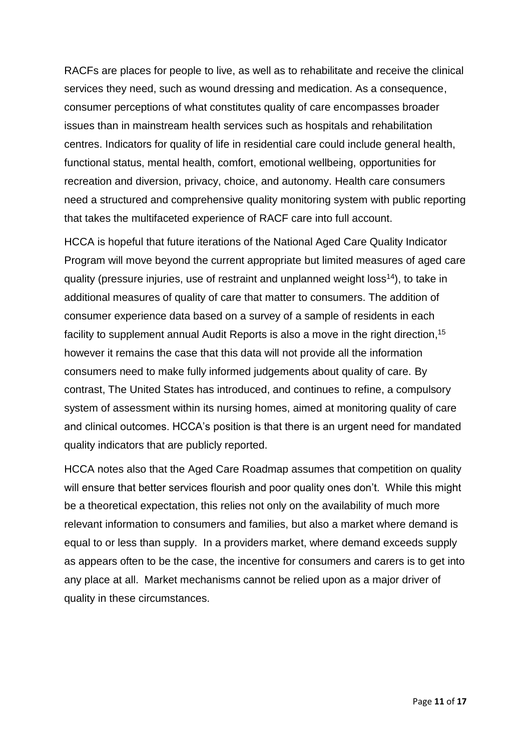RACFs are places for people to live, as well as to rehabilitate and receive the clinical services they need, such as wound dressing and medication. As a consequence, consumer perceptions of what constitutes quality of care encompasses broader issues than in mainstream health services such as hospitals and rehabilitation centres. Indicators for quality of life in residential care could include general health, functional status, mental health, comfort, emotional wellbeing, opportunities for recreation and diversion, privacy, choice, and autonomy. Health care consumers need a structured and comprehensive quality monitoring system with public reporting that takes the multifaceted experience of RACF care into full account.

HCCA is hopeful that future iterations of the National Aged Care Quality Indicator Program will move beyond the current appropriate but limited measures of aged care quality (pressure injuries, use of restraint and unplanned weight loss[14]), to take in additional measures of quality of care that matter to consumers. The addition of consumer experience data based on a survey of a sample of residents in each facility to supplement annual Audit Reports is also a move in the right direction,[15] however it remains the case that this data will not provide all the information consumers need to make fully informed judgements about quality of care. By contrast, The United States has introduced, and continues to refine, a compulsory system of assessment within its nursing homes, aimed at monitoring quality of care and clinical outcomes. HCCA's position is that there is an urgent need for mandated quality indicators that are publicly reported.

HCCA notes also that the Aged Care Roadmap assumes that competition on quality will ensure that better services flourish and poor quality ones don't. While this might be a theoretical expectation, this relies not only on the availability of much more relevant information to consumers and families, but also a market where demand is equal to or less than supply. In a providers market, where demand exceeds supply as appears often to be the case, the incentive for consumers and carers is to get into any place at all. Market mechanisms cannot be relied upon as a major driver of quality in these circumstances.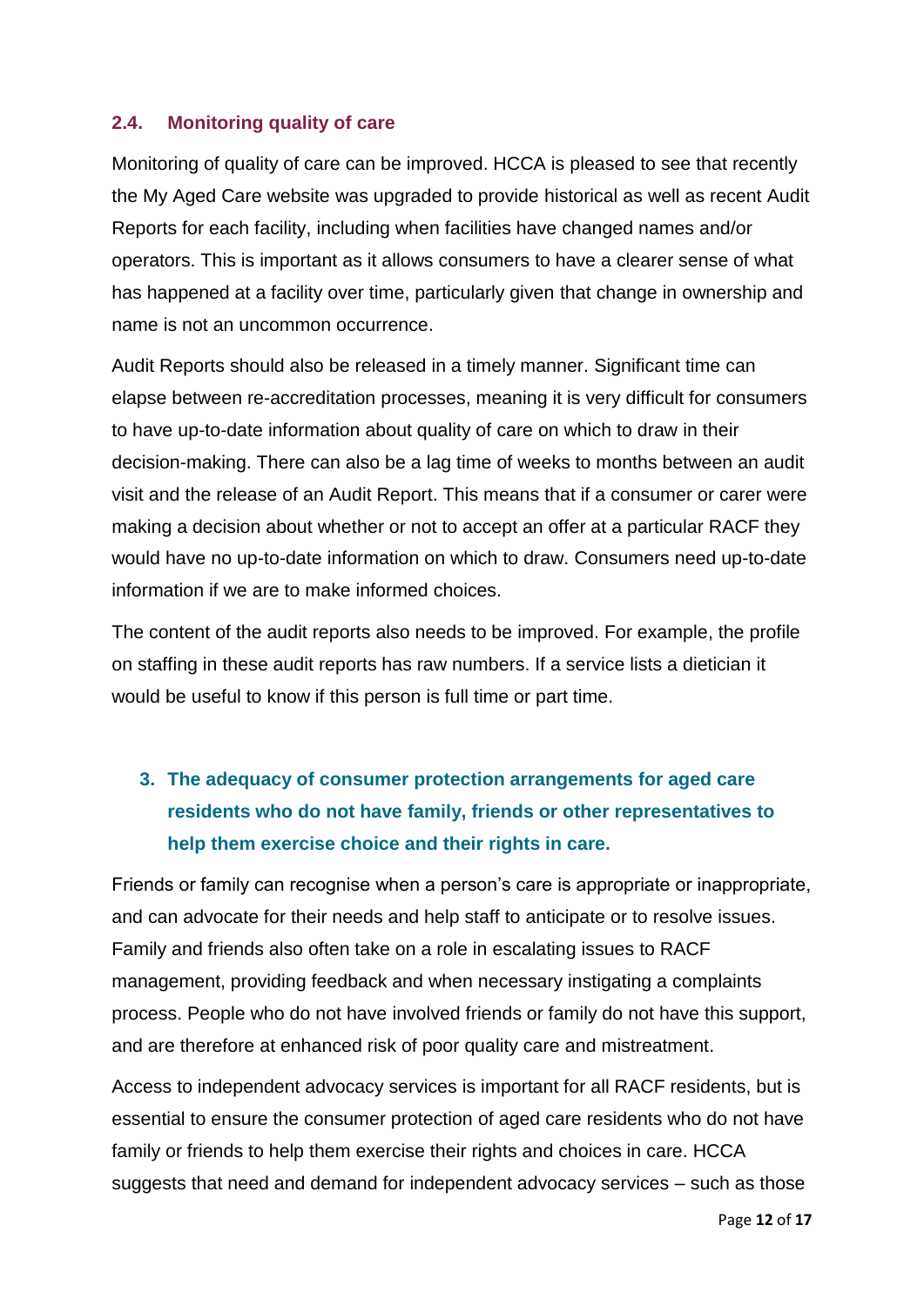### 2.4. Monitoring quality of care

Monitoring of quality of care can be improved. HCCA is pleased to see that recently the My Aged Care website was upgraded to provide historical as well as recent Audit Reports for each facility, including when facilities have changed names and/or operators. This is important as it allows consumers to have a clearer sense of what has happened at a facility over time, particularly given that change in ownership and name is not an uncommon occurrence.

Audit Reports should also be released in a timely manner. Significant time can elapse between re-accreditation processes, meaning it is very difficult for consumers to have up-to-date information about quality of care on which to draw in their decision-making. There can also be a lag time of weeks to months between an audit visit and the release of an Audit Report. This means that if a consumer or carer were making a decision about whether or not to accept an offer at a particular RACF they would have no up-to-date information on which to draw. Consumers need up-to-date information if we are to make informed choices.

The content of the audit reports also needs to be improved. For example, the profile on staffing in these audit reports has raw numbers. If a service lists a dietician it would be useful to know if this person is full time or part time.

## 3. The adequacy of consumer protection arrangements for aged care residents who do not have family, friends or other representatives to help them exercise choice and their rights in care.

Friends or family can recognise when a person's care is appropriate or inappropriate, and can advocate for their needs and help staff to anticipate or to resolve issues. Family and friends also often take on a role in escalating issues to RACF management, providing feedback and when necessary instigating a complaints process. People who do not have involved friends or family do not have this support, and are therefore at enhanced risk of poor quality care and mistreatment.

Access to independent advocacy services is important for all RACF residents, but is essential to ensure the consumer protection of aged care residents who do not have family or friends to help them exercise their rights and choices in care. HCCA suggests that need and demand for independent advocacy services – such as those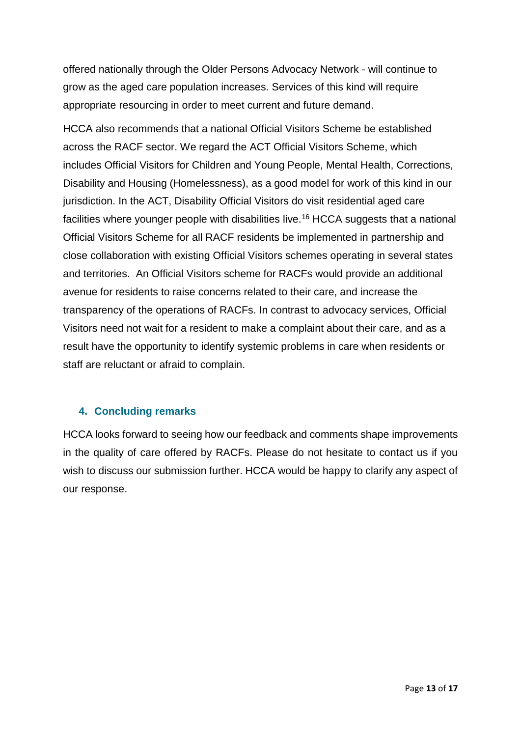offered nationally through the Older Persons Advocacy Network - will continue to grow as the aged care population increases. Services of this kind will require appropriate resourcing in order to meet current and future demand.

HCCA also recommends that a national Official Visitors Scheme be established across the RACF sector. We regard the ACT Official Visitors Scheme, which includes Official Visitors for Children and Young People, Mental Health, Corrections, Disability and Housing (Homelessness), as a good model for work of this kind in our jurisdiction. In the ACT, Disability Official Visitors do visit residential aged care facilities where younger people with disabilities live.[16] HCCA suggests that a national Official Visitors Scheme for all RACF residents be implemented in partnership and close collaboration with existing Official Visitors schemes operating in several states and territories. An Official Visitors scheme for RACFs would provide an additional avenue for residents to raise concerns related to their care, and increase the transparency of the operations of RACFs. In contrast to advocacy services, Official Visitors need not wait for a resident to make a complaint about their care, and as a result have the opportunity to identify systemic problems in care when residents or staff are reluctant or afraid to complain.

## 4. Concluding remarks

HCCA looks forward to seeing how our feedback and comments shape improvements in the quality of care offered by RACFs. Please do not hesitate to contact us if you wish to discuss our submission further. HCCA would be happy to clarify any aspect of our response.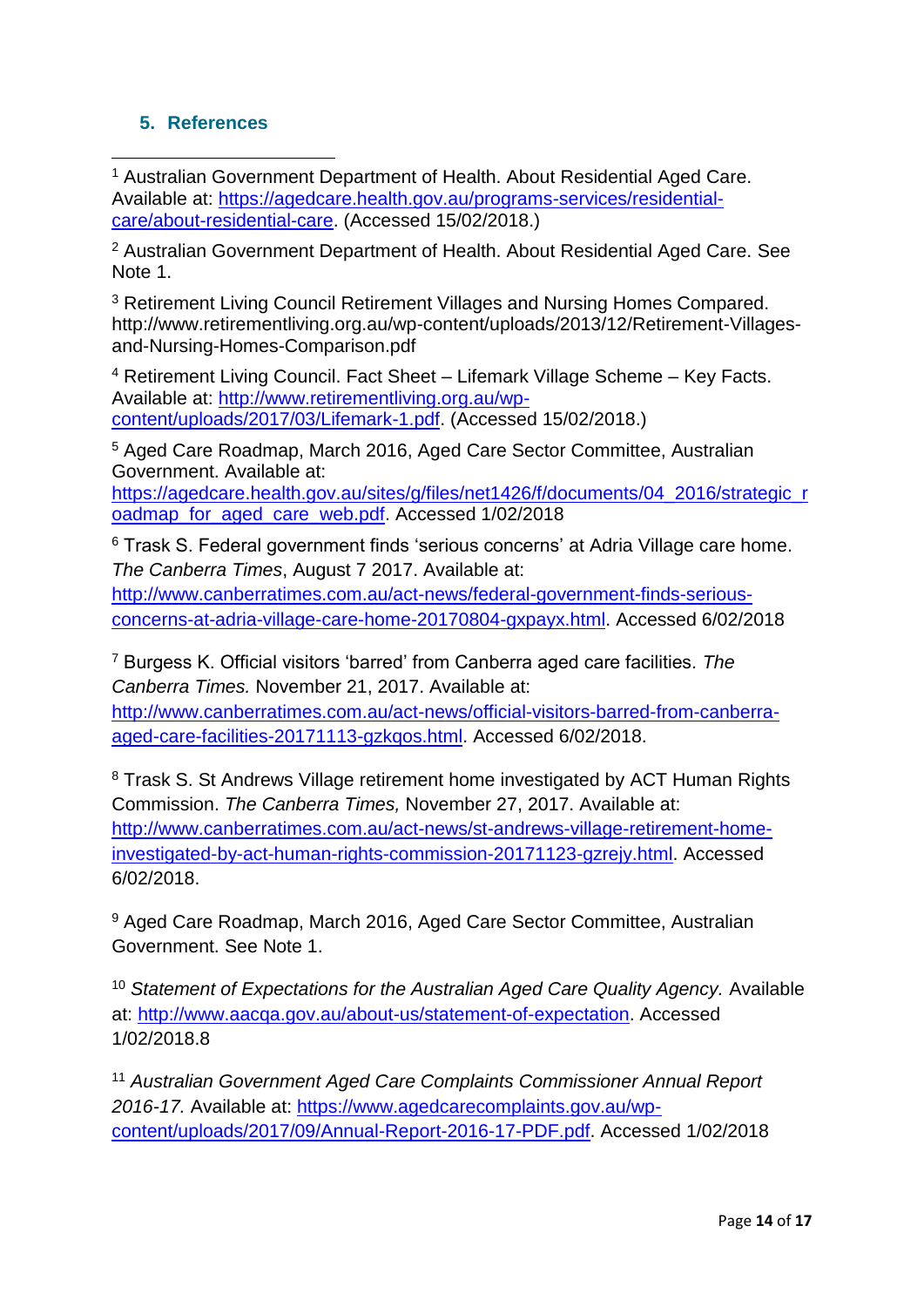## 5. References

[1] Australian Government Department of Health. About Residential Aged Care. Available at: https://agedcare.health.gov.au/programs-services/residential-care/about-residential-care. (Accessed 15/02/2018.)

[2] Australian Government Department of Health. About Residential Aged Care. See Note 1.

[3] Retirement Living Council Retirement Villages and Nursing Homes Compared. http://www.retirementliving.org.au/wp-content/uploads/2013/12/Retirement-Villages-and-Nursing-Homes-Comparison.pdf

[4] Retirement Living Council. Fact Sheet – Lifemark Village Scheme – Key Facts. Available at: http://www.retirementliving.org.au/wp-content/uploads/2017/03/Lifemark-1.pdf. (Accessed 15/02/2018.)

[5] Aged Care Roadmap, March 2016, Aged Care Sector Committee, Australian Government. Available at: https://agedcare.health.gov.au/sites/g/files/net1426/f/documents/04_2016/strategic_roadmap_for_aged_care_web.pdf. Accessed 1/02/2018

[6] Trask S. Federal government finds 'serious concerns' at Adria Village care home. *The Canberra Times*, August 7 2017. Available at: http://www.canberratimes.com.au/act-news/federal-government-finds-serious-concerns-at-adria-village-care-home-20170804-gxpayx.html. Accessed 6/02/2018

[7] Burgess K. Official visitors 'barred' from Canberra aged care facilities. *The Canberra Times.* November 21, 2017. Available at: http://www.canberratimes.com.au/act-news/official-visitors-barred-from-canberra-aged-care-facilities-20171113-gzkqos.html. Accessed 6/02/2018.

[8] Trask S. St Andrews Village retirement home investigated by ACT Human Rights Commission. *The Canberra Times,* November 27, 2017. Available at: http://www.canberratimes.com.au/act-news/st-andrews-village-retirement-home-investigated-by-act-human-rights-commission-20171123-gzrejy.html. Accessed 6/02/2018.

[9] Aged Care Roadmap, March 2016, Aged Care Sector Committee, Australian Government. See Note 1.

[10] *Statement of Expectations for the Australian Aged Care Quality Agency.* Available at: http://www.aacqa.gov.au/about-us/statement-of-expectation. Accessed 1/02/2018.8

[11] *Australian Government Aged Care Complaints Commissioner Annual Report 2016-17.* Available at: https://www.agedcarecomplaints.gov.au/wp-content/uploads/2017/09/Annual-Report-2016-17-PDF.pdf. Accessed 1/02/2018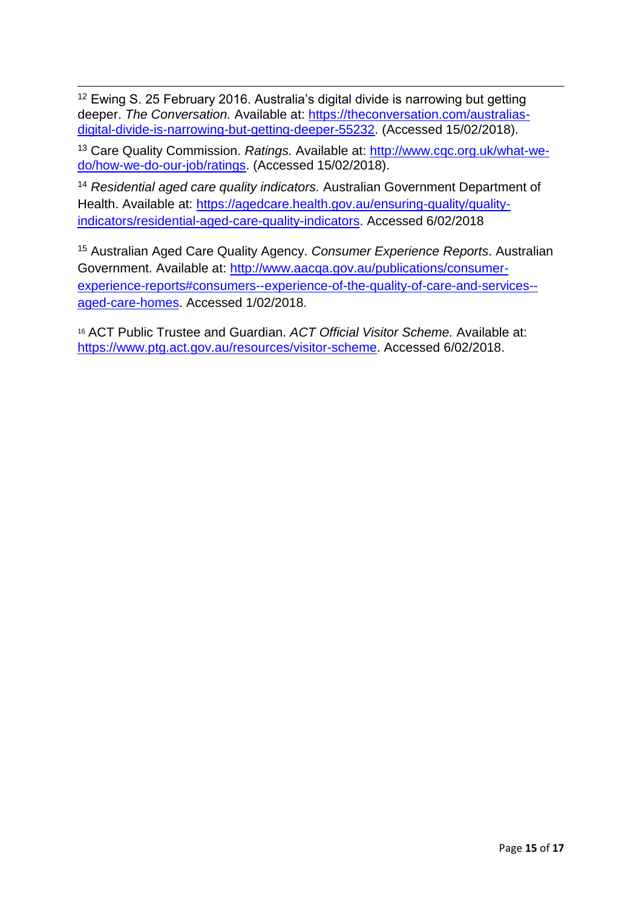[12] Ewing S. 25 February 2016. Australia's digital divide is narrowing but getting deeper. *The Conversation.* Available at: https://theconversation.com/australias-digital-divide-is-narrowing-but-getting-deeper-55232. (Accessed 15/02/2018).

[13] Care Quality Commission. *Ratings.* Available at: http://www.cqc.org.uk/what-we-do/how-we-do-our-job/ratings. (Accessed 15/02/2018).

[14] *Residential aged care quality indicators.* Australian Government Department of Health. Available at: https://agedcare.health.gov.au/ensuring-quality/quality-indicators/residential-aged-care-quality-indicators. Accessed 6/02/2018

[15] Australian Aged Care Quality Agency. *Consumer Experience Reports*. Australian Government. Available at: http://www.aacqa.gov.au/publications/consumer-experience-reports#consumers--experience-of-the-quality-of-care-and-services--aged-care-homes. Accessed 1/02/2018.

[16] ACT Public Trustee and Guardian. *ACT Official Visitor Scheme.* Available at: https://www.ptg.act.gov.au/resources/visitor-scheme. Accessed 6/02/2018.